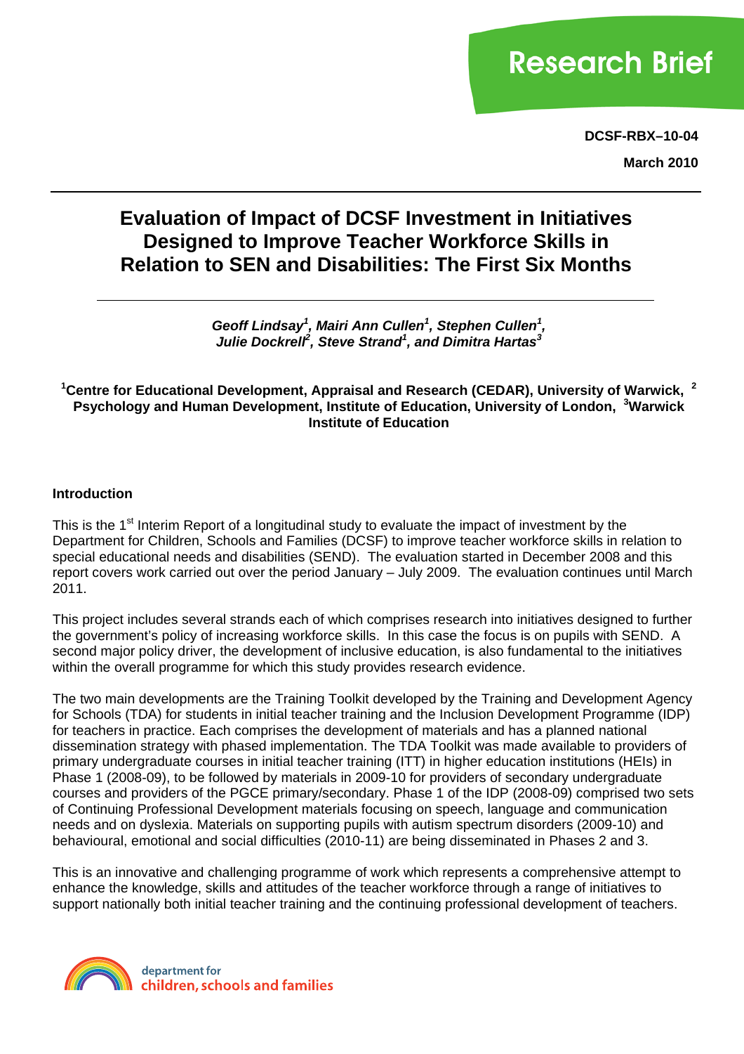Research Brief

**DCSF-RBX–10-04**

**March 2010**

# Evaluation of Impact of DCSF Investment in Initiatives Designed to Improve Teacher Workforce Skills in Relation to SEN and Disabilities: The First Six Months

***Geoff Lindsay[1], Mairi Ann Cullen[1], Stephen Cullen[1], Julie Dockrell[2], Steve Strand[1], and Dimitra Hartas[3]***

**[1]Centre for Educational Development, Appraisal and Research (CEDAR), University of Warwick, [2] Psychology and Human Development, Institute of Education, University of London, [3]Warwick Institute of Education**

## Introduction

This is the 1st Interim Report of a longitudinal study to evaluate the impact of investment by the Department for Children, Schools and Families (DCSF) to improve teacher workforce skills in relation to special educational needs and disabilities (SEND). The evaluation started in December 2008 and this report covers work carried out over the period January – July 2009. The evaluation continues until March 2011.

This project includes several strands each of which comprises research into initiatives designed to further the government's policy of increasing workforce skills. In this case the focus is on pupils with SEND. A second major policy driver, the development of inclusive education, is also fundamental to the initiatives within the overall programme for which this study provides research evidence.

The two main developments are the Training Toolkit developed by the Training and Development Agency for Schools (TDA) for students in initial teacher training and the Inclusion Development Programme (IDP) for teachers in practice. Each comprises the development of materials and has a planned national dissemination strategy with phased implementation. The TDA Toolkit was made available to providers of primary undergraduate courses in initial teacher training (ITT) in higher education institutions (HEIs) in Phase 1 (2008-09), to be followed by materials in 2009-10 for providers of secondary undergraduate courses and providers of the PGCE primary/secondary. Phase 1 of the IDP (2008-09) comprised two sets of Continuing Professional Development materials focusing on speech, language and communication needs and on dyslexia. Materials on supporting pupils with autism spectrum disorders (2009-10) and behavioural, emotional and social difficulties (2010-11) are being disseminated in Phases 2 and 3.

This is an innovative and challenging programme of work which represents a comprehensive attempt to enhance the knowledge, skills and attitudes of the teacher workforce through a range of initiatives to support nationally both initial teacher training and the continuing professional development of teachers.

department for children, schools and families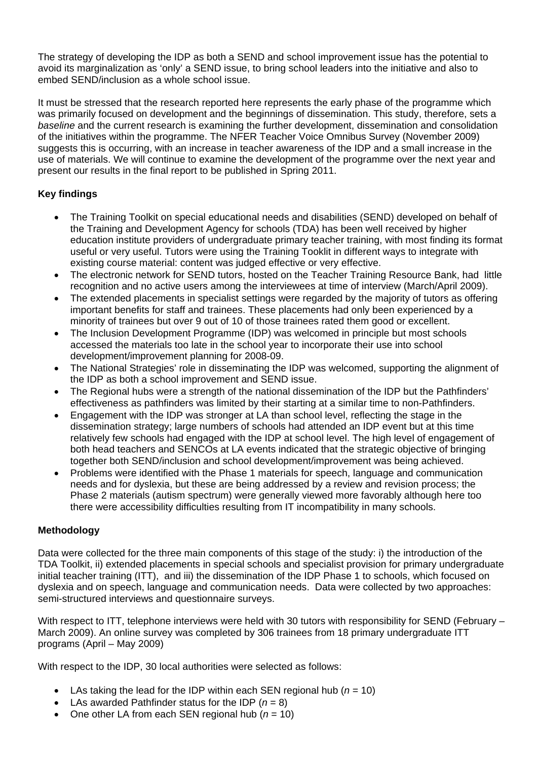The strategy of developing the IDP as both a SEND and school improvement issue has the potential to avoid its marginalization as 'only' a SEND issue, to bring school leaders into the initiative and also to embed SEND/inclusion as a whole school issue.

It must be stressed that the research reported here represents the early phase of the programme which was primarily focused on development and the beginnings of dissemination. This study, therefore, sets a *baseline* and the current research is examining the further development, dissemination and consolidation of the initiatives within the programme. The NFER Teacher Voice Omnibus Survey (November 2009) suggests this is occurring, with an increase in teacher awareness of the IDP and a small increase in the use of materials. We will continue to examine the development of the programme over the next year and present our results in the final report to be published in Spring 2011.

**Key findings**

- The Training Toolkit on special educational needs and disabilities (SEND) developed on behalf of the Training and Development Agency for schools (TDA) has been well received by higher education institute providers of undergraduate primary teacher training, with most finding its format useful or very useful. Tutors were using the Training Tooklit in different ways to integrate with existing course material: content was judged effective or very effective.
- The electronic network for SEND tutors, hosted on the Teacher Training Resource Bank, had little recognition and no active users among the interviewees at time of interview (March/April 2009).
- The extended placements in specialist settings were regarded by the majority of tutors as offering important benefits for staff and trainees. These placements had only been experienced by a minority of trainees but over 9 out of 10 of those trainees rated them good or excellent.
- The Inclusion Development Programme (IDP) was welcomed in principle but most schools accessed the materials too late in the school year to incorporate their use into school development/improvement planning for 2008-09.
- The National Strategies' role in disseminating the IDP was welcomed, supporting the alignment of the IDP as both a school improvement and SEND issue.
- The Regional hubs were a strength of the national dissemination of the IDP but the Pathfinders' effectiveness as pathfinders was limited by their starting at a similar time to non-Pathfinders.
- Engagement with the IDP was stronger at LA than school level, reflecting the stage in the dissemination strategy; large numbers of schools had attended an IDP event but at this time relatively few schools had engaged with the IDP at school level. The high level of engagement of both head teachers and SENCOs at LA events indicated that the strategic objective of bringing together both SEND/inclusion and school development/improvement was being achieved.
- Problems were identified with the Phase 1 materials for speech, language and communication needs and for dyslexia, but these are being addressed by a review and revision process; the Phase 2 materials (autism spectrum) were generally viewed more favorably although here too there were accessibility difficulties resulting from IT incompatibility in many schools.

**Methodology**

Data were collected for the three main components of this stage of the study: i) the introduction of the TDA Toolkit, ii) extended placements in special schools and specialist provision for primary undergraduate initial teacher training (ITT), and iii) the dissemination of the IDP Phase 1 to schools, which focused on dyslexia and on speech, language and communication needs. Data were collected by two approaches: semi-structured interviews and questionnaire surveys.

With respect to ITT, telephone interviews were held with 30 tutors with responsibility for SEND (February – March 2009). An online survey was completed by 306 trainees from 18 primary undergraduate ITT programs (April – May 2009)

With respect to the IDP, 30 local authorities were selected as follows:

- LAs taking the lead for the IDP within each SEN regional hub ($n$ = 10)
- LAs awarded Pathfinder status for the IDP ($n$ = 8)
- One other LA from each SEN regional hub ($n$ = 10)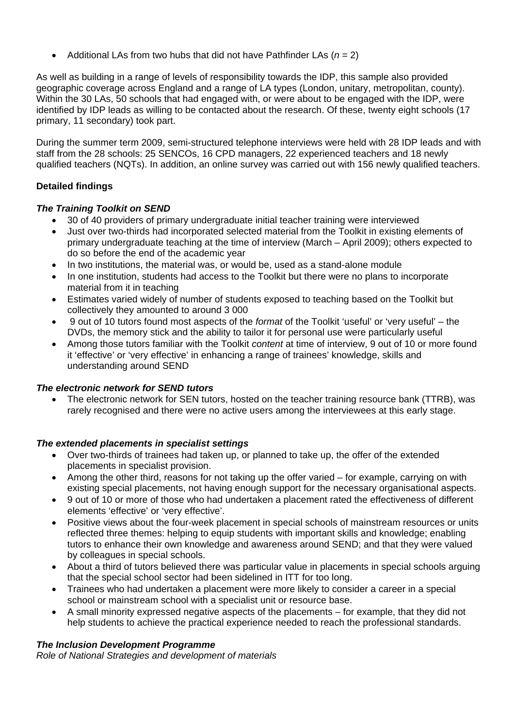- Additional LAs from two hubs that did not have Pathfinder LAs (*n* = 2)

As well as building in a range of levels of responsibility towards the IDP, this sample also provided geographic coverage across England and a range of LA types (London, unitary, metropolitan, county). Within the 30 LAs, 50 schools that had engaged with, or were about to be engaged with the IDP, were identified by IDP leads as willing to be contacted about the research. Of these, twenty eight schools (17 primary, 11 secondary) took part.

During the summer term 2009, semi-structured telephone interviews were held with 28 IDP leads and with staff from the 28 schools: 25 SENCOs, 16 CPD managers, 22 experienced teachers and 18 newly qualified teachers (NQTs). In addition, an online survey was carried out with 156 newly qualified teachers.

**Detailed findings**

***The Training Toolkit on SEND***

- 30 of 40 providers of primary undergraduate initial teacher training were interviewed
- Just over two-thirds had incorporated selected material from the Toolkit in existing elements of primary undergraduate teaching at the time of interview (March – April 2009); others expected to do so before the end of the academic year
- In two institutions, the material was, or would be, used as a stand-alone module
- In one institution, students had access to the Toolkit but there were no plans to incorporate material from it in teaching
- Estimates varied widely of number of students exposed to teaching based on the Toolkit but collectively they amounted to around 3 000
- 9 out of 10 tutors found most aspects of the *format* of the Toolkit 'useful' or 'very useful' – the DVDs, the memory stick and the ability to tailor it for personal use were particularly useful
- Among those tutors familiar with the Toolkit *content* at time of interview, 9 out of 10 or more found it 'effective' or 'very effective' in enhancing a range of trainees' knowledge, skills and understanding around SEND

***The electronic network for SEND tutors***

- The electronic network for SEN tutors, hosted on the teacher training resource bank (TTRB), was rarely recognised and there were no active users among the interviewees at this early stage.

***The extended placements in specialist settings***

- Over two-thirds of trainees had taken up, or planned to take up, the offer of the extended placements in specialist provision.
- Among the other third, reasons for not taking up the offer varied – for example, carrying on with existing special placements, not having enough support for the necessary organisational aspects.
- 9 out of 10 or more of those who had undertaken a placement rated the effectiveness of different elements 'effective' or 'very effective'.
- Positive views about the four-week placement in special schools of mainstream resources or units reflected three themes: helping to equip students with important skills and knowledge; enabling tutors to enhance their own knowledge and awareness around SEND; and that they were valued by colleagues in special schools.
- About a third of tutors believed there was particular value in placements in special schools arguing that the special school sector had been sidelined in ITT for too long.
- Trainees who had undertaken a placement were more likely to consider a career in a special school or mainstream school with a specialist unit or resource base.
- A small minority expressed negative aspects of the placements – for example, that they did not help students to achieve the practical experience needed to reach the professional standards.

***The Inclusion Development Programme***

*Role of National Strategies and development of materials*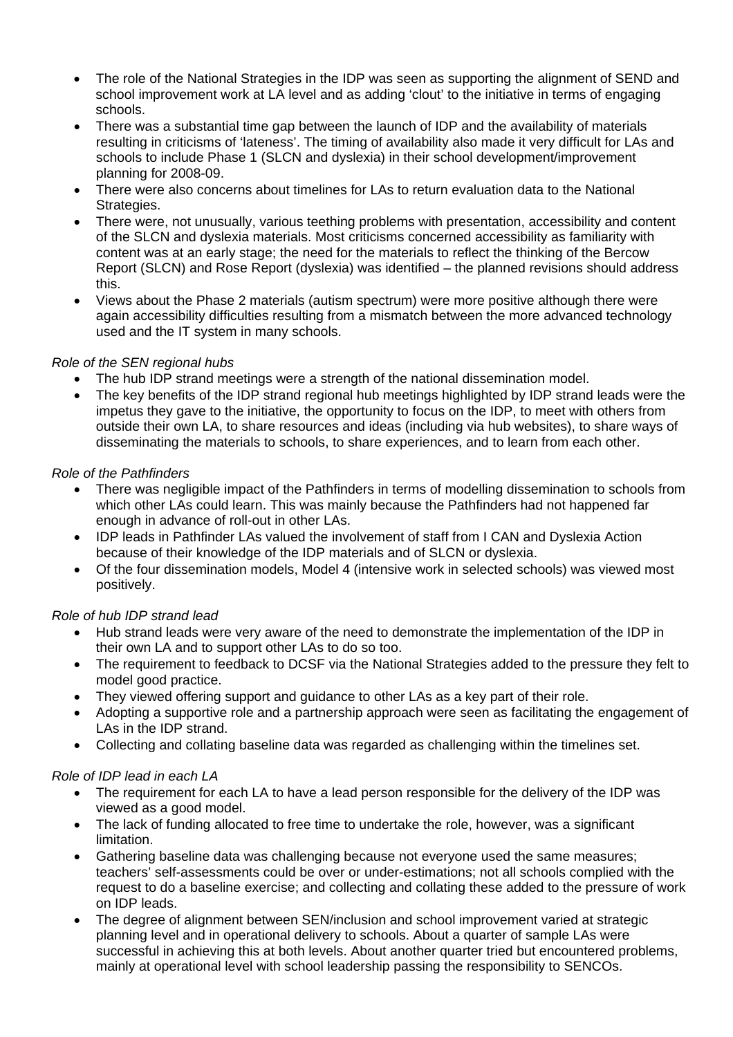- The role of the National Strategies in the IDP was seen as supporting the alignment of SEND and school improvement work at LA level and as adding 'clout' to the initiative in terms of engaging schools.
- There was a substantial time gap between the launch of IDP and the availability of materials resulting in criticisms of 'lateness'. The timing of availability also made it very difficult for LAs and schools to include Phase 1 (SLCN and dyslexia) in their school development/improvement planning for 2008-09.
- There were also concerns about timelines for LAs to return evaluation data to the National Strategies.
- There were, not unusually, various teething problems with presentation, accessibility and content of the SLCN and dyslexia materials. Most criticisms concerned accessibility as familiarity with content was at an early stage; the need for the materials to reflect the thinking of the Bercow Report (SLCN) and Rose Report (dyslexia) was identified – the planned revisions should address this.
- Views about the Phase 2 materials (autism spectrum) were more positive although there were again accessibility difficulties resulting from a mismatch between the more advanced technology used and the IT system in many schools.

*Role of the SEN regional hubs*

- The hub IDP strand meetings were a strength of the national dissemination model.
- The key benefits of the IDP strand regional hub meetings highlighted by IDP strand leads were the impetus they gave to the initiative, the opportunity to focus on the IDP, to meet with others from outside their own LA, to share resources and ideas (including via hub websites), to share ways of disseminating the materials to schools, to share experiences, and to learn from each other.

*Role of the Pathfinders*

- There was negligible impact of the Pathfinders in terms of modelling dissemination to schools from which other LAs could learn. This was mainly because the Pathfinders had not happened far enough in advance of roll-out in other LAs.
- IDP leads in Pathfinder LAs valued the involvement of staff from I CAN and Dyslexia Action because of their knowledge of the IDP materials and of SLCN or dyslexia.
- Of the four dissemination models, Model 4 (intensive work in selected schools) was viewed most positively.

*Role of hub IDP strand lead*

- Hub strand leads were very aware of the need to demonstrate the implementation of the IDP in their own LA and to support other LAs to do so too.
- The requirement to feedback to DCSF via the National Strategies added to the pressure they felt to model good practice.
- They viewed offering support and guidance to other LAs as a key part of their role.
- Adopting a supportive role and a partnership approach were seen as facilitating the engagement of LAs in the IDP strand.
- Collecting and collating baseline data was regarded as challenging within the timelines set.

*Role of IDP lead in each LA*

- The requirement for each LA to have a lead person responsible for the delivery of the IDP was viewed as a good model.
- The lack of funding allocated to free time to undertake the role, however, was a significant limitation.
- Gathering baseline data was challenging because not everyone used the same measures; teachers' self-assessments could be over or under-estimations; not all schools complied with the request to do a baseline exercise; and collecting and collating these added to the pressure of work on IDP leads.
- The degree of alignment between SEN/inclusion and school improvement varied at strategic planning level and in operational delivery to schools. About a quarter of sample LAs were successful in achieving this at both levels. About another quarter tried but encountered problems, mainly at operational level with school leadership passing the responsibility to SENCOs.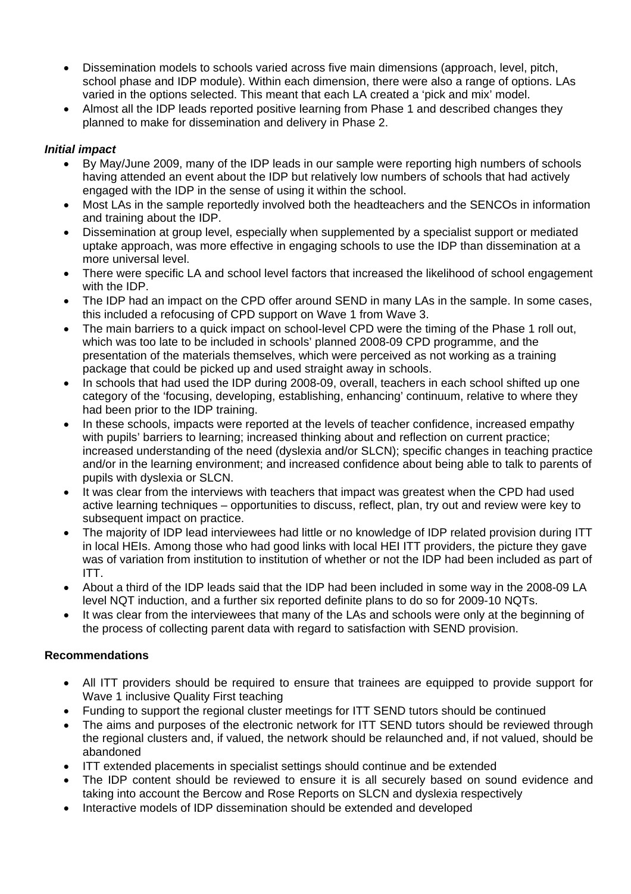- Dissemination models to schools varied across five main dimensions (approach, level, pitch, school phase and IDP module). Within each dimension, there were also a range of options. LAs varied in the options selected. This meant that each LA created a 'pick and mix' model.
- Almost all the IDP leads reported positive learning from Phase 1 and described changes they planned to make for dissemination and delivery in Phase 2.

***Initial impact***

- By May/June 2009, many of the IDP leads in our sample were reporting high numbers of schools having attended an event about the IDP but relatively low numbers of schools that had actively engaged with the IDP in the sense of using it within the school.
- Most LAs in the sample reportedly involved both the headteachers and the SENCOs in information and training about the IDP.
- Dissemination at group level, especially when supplemented by a specialist support or mediated uptake approach, was more effective in engaging schools to use the IDP than dissemination at a more universal level.
- There were specific LA and school level factors that increased the likelihood of school engagement with the IDP.
- The IDP had an impact on the CPD offer around SEND in many LAs in the sample. In some cases, this included a refocusing of CPD support on Wave 1 from Wave 3.
- The main barriers to a quick impact on school-level CPD were the timing of the Phase 1 roll out, which was too late to be included in schools' planned 2008-09 CPD programme, and the presentation of the materials themselves, which were perceived as not working as a training package that could be picked up and used straight away in schools.
- In schools that had used the IDP during 2008-09, overall, teachers in each school shifted up one category of the 'focusing, developing, establishing, enhancing' continuum, relative to where they had been prior to the IDP training.
- In these schools, impacts were reported at the levels of teacher confidence, increased empathy with pupils' barriers to learning; increased thinking about and reflection on current practice; increased understanding of the need (dyslexia and/or SLCN); specific changes in teaching practice and/or in the learning environment; and increased confidence about being able to talk to parents of pupils with dyslexia or SLCN.
- It was clear from the interviews with teachers that impact was greatest when the CPD had used active learning techniques – opportunities to discuss, reflect, plan, try out and review were key to subsequent impact on practice.
- The majority of IDP lead interviewees had little or no knowledge of IDP related provision during ITT in local HEIs. Among those who had good links with local HEI ITT providers, the picture they gave was of variation from institution to institution of whether or not the IDP had been included as part of ITT.
- About a third of the IDP leads said that the IDP had been included in some way in the 2008-09 LA level NQT induction, and a further six reported definite plans to do so for 2009-10 NQTs.
- It was clear from the interviewees that many of the LAs and schools were only at the beginning of the process of collecting parent data with regard to satisfaction with SEND provision.

**Recommendations**

- All ITT providers should be required to ensure that trainees are equipped to provide support for Wave 1 inclusive Quality First teaching
- Funding to support the regional cluster meetings for ITT SEND tutors should be continued
- The aims and purposes of the electronic network for ITT SEND tutors should be reviewed through the regional clusters and, if valued, the network should be relaunched and, if not valued, should be abandoned
- ITT extended placements in specialist settings should continue and be extended
- The IDP content should be reviewed to ensure it is all securely based on sound evidence and taking into account the Bercow and Rose Reports on SLCN and dyslexia respectively
- Interactive models of IDP dissemination should be extended and developed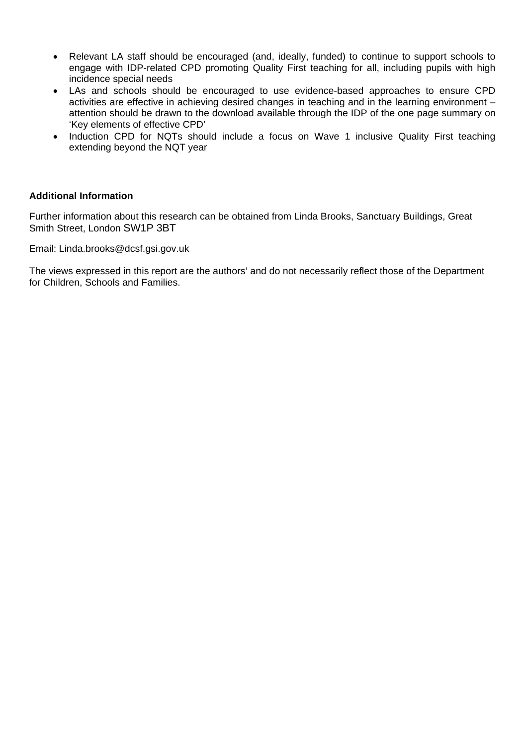- Relevant LA staff should be encouraged (and, ideally, funded) to continue to support schools to engage with IDP-related CPD promoting Quality First teaching for all, including pupils with high incidence special needs
- LAs and schools should be encouraged to use evidence-based approaches to ensure CPD activities are effective in achieving desired changes in teaching and in the learning environment – attention should be drawn to the download available through the IDP of the one page summary on 'Key elements of effective CPD'
- Induction CPD for NQTs should include a focus on Wave 1 inclusive Quality First teaching extending beyond the NQT year

**Additional Information**

Further information about this research can be obtained from Linda Brooks, Sanctuary Buildings, Great Smith Street, London SW1P 3BT

Email: Linda.brooks@dcsf.gsi.gov.uk

The views expressed in this report are the authors' and do not necessarily reflect those of the Department for Children, Schools and Families.